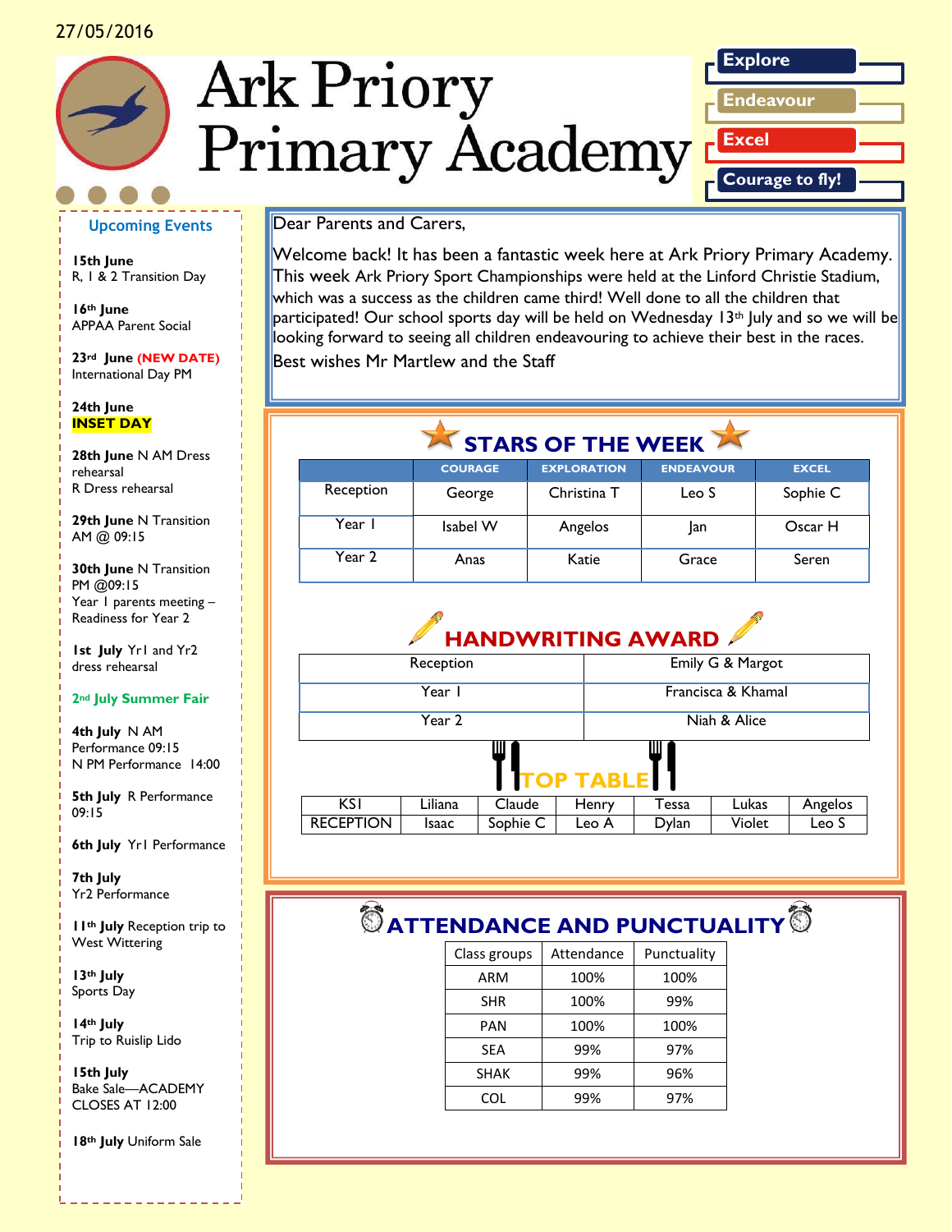27/05/2016

# Ark Priory Primary Academy

**Explore**
**Endeavour**
**Excel**
**Courage to fly!**

## Upcoming Events

**15th June**
R, 1 & 2 Transition Day

**16th June**
APPAA Parent Social

**23rd June (NEW DATE)**
International Day PM

**24th June**
**INSET DAY**

**28th June** N AM Dress rehearsal
R Dress rehearsal

**29th June** N Transition AM @ 09:15

**30th June** N Transition PM @09:15
Year 1 parents meeting – Readiness for Year 2

**1st July** Yr1 and Yr2 dress rehearsal

**2nd July Summer Fair**

**4th July** N AM Performance 09:15
N PM Performance 14:00

**5th July** R Performance 09:15

**6th July** Yr1 Performance

**7th July**
Yr2 Performance

**11th July** Reception trip to West Wittering

**13th July**
Sports Day

**14th July**
Trip to Ruislip Lido

**15th July**
Bake Sale—ACADEMY CLOSES AT 12:00

**18th July** Uniform Sale

Dear Parents and Carers,

Welcome back! It has been a fantastic week here at Ark Priory Primary Academy. This week Ark Priory Sport Championships were held at the Linford Christie Stadium, which was a success as the children came third! Well done to all the children that participated! Our school sports day will be held on Wednesday 13th July and so we will be looking forward to seeing all children endeavouring to achieve their best in the races.

Best wishes Mr Martlew and the Staff

## STARS OF THE WEEK

| | COURAGE | EXPLORATION | ENDEAVOUR | EXCEL |
|---|---|---|---|---|
| Reception | George | Christina T | Leo S | Sophie C |
| Year 1 | Isabel W | Angelos | Jan | Oscar H |
| Year 2 | Anas | Katie | Grace | Seren |

## HANDWRITING AWARD

| | |
|---|---|
| Reception | Emily G & Margot |
| Year 1 | Francisca & Khamal |
| Year 2 | Niah & Alice |

## TOP TABLE

| | | | | | | |
|---|---|---|---|---|---|---|
| KS1 | Liliana | Claude | Henry | Tessa | Lukas | Angelos |
| RECEPTION | Isaac | Sophie C | Leo A | Dylan | Violet | Leo S |

## ATTENDANCE AND PUNCTUALITY

| Class groups | Attendance | Punctuality |
|---|---|---|
| ARM | 100% | 100% |
| SHR | 100% | 99% |
| PAN | 100% | 100% |
| SEA | 99% | 97% |
| SHAK | 99% | 96% |
| COL | 99% | 97% |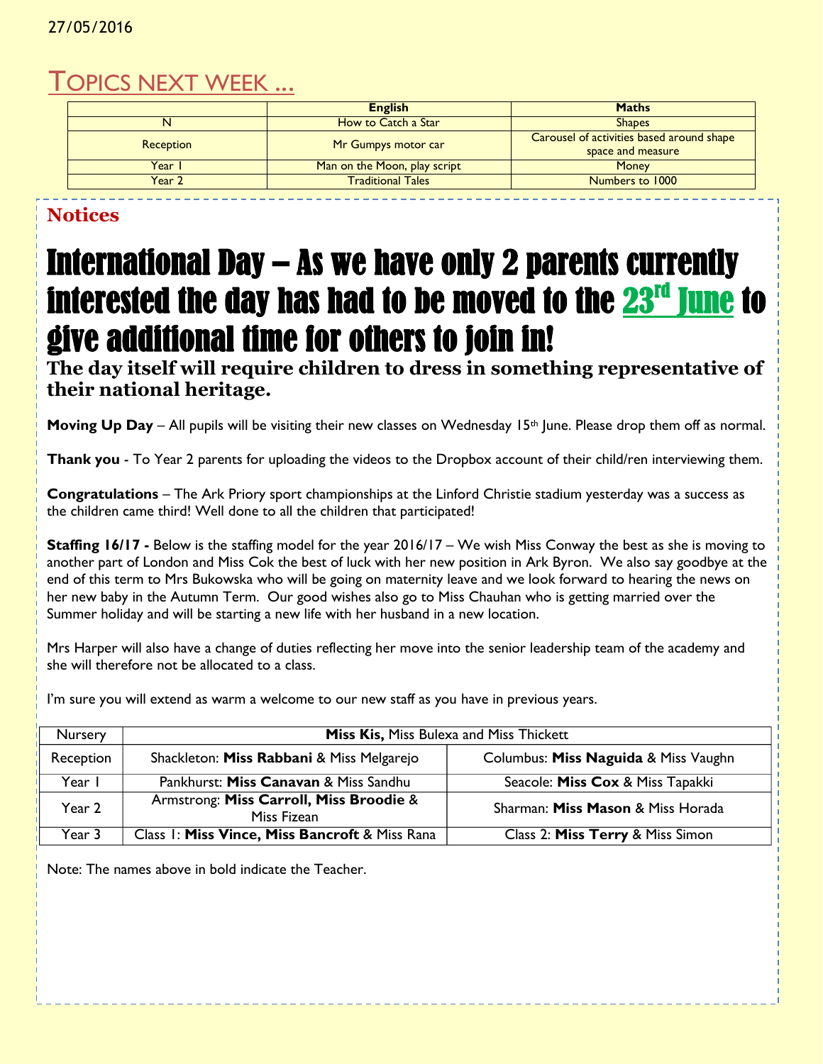27/05/2016

# TOPICS NEXT WEEK …

| | English | Maths |
|---|---|---|
| N | How to Catch a Star | Shapes |
| Reception | Mr Gumpys motor car | Carousel of activities based around shape space and measure |
| Year 1 | Man on the Moon, play script | Money |
| Year 2 | Traditional Tales | Numbers to 1000 |

## Notices

# International Day – As we have only 2 parents currently interested the day has had to be moved to the 23rd June to give additional time for others to join in!

**The day itself will require children to dress in something representative of their national heritage.**

**Moving Up Day** – All pupils will be visiting their new classes on Wednesday 15th June. Please drop them off as normal.

**Thank you** - To Year 2 parents for uploading the videos to the Dropbox account of their child/ren interviewing them.

**Congratulations** – The Ark Priory sport championships at the Linford Christie stadium yesterday was a success as the children came third! Well done to all the children that participated!

**Staffing 16/17 -** Below is the staffing model for the year 2016/17 – We wish Miss Conway the best as she is moving to another part of London and Miss Cok the best of luck with her new position in Ark Byron. We also say goodbye at the end of this term to Mrs Bukowska who will be going on maternity leave and we look forward to hearing the news on her new baby in the Autumn Term. Our good wishes also go to Miss Chauhan who is getting married over the Summer holiday and will be starting a new life with her husband in a new location.

Mrs Harper will also have a change of duties reflecting her move into the senior leadership team of the academy and she will therefore not be allocated to a class.

I'm sure you will extend as warm a welcome to our new staff as you have in previous years.

| Nursery | **Miss Kis,** Miss Bulexa and Miss Thickett | |
|---|---|---|
| Reception | Shackleton: **Miss Rabbani** & Miss Melgarejo | Columbus: **Miss Naguida** & Miss Vaughn |
| Year 1 | Pankhurst: **Miss Canavan** & Miss Sandhu | Seacole: **Miss Cox** & Miss Tapakki |
| Year 2 | Armstrong: **Miss Carroll, Miss Broodie** & Miss Fizean | Sharman: **Miss Mason** & Miss Horada |
| Year 3 | Class 1: **Miss Vince, Miss Bancroft** & Miss Rana | Class 2: **Miss Terry** & Miss Simon |

Note: The names above in bold indicate the Teacher.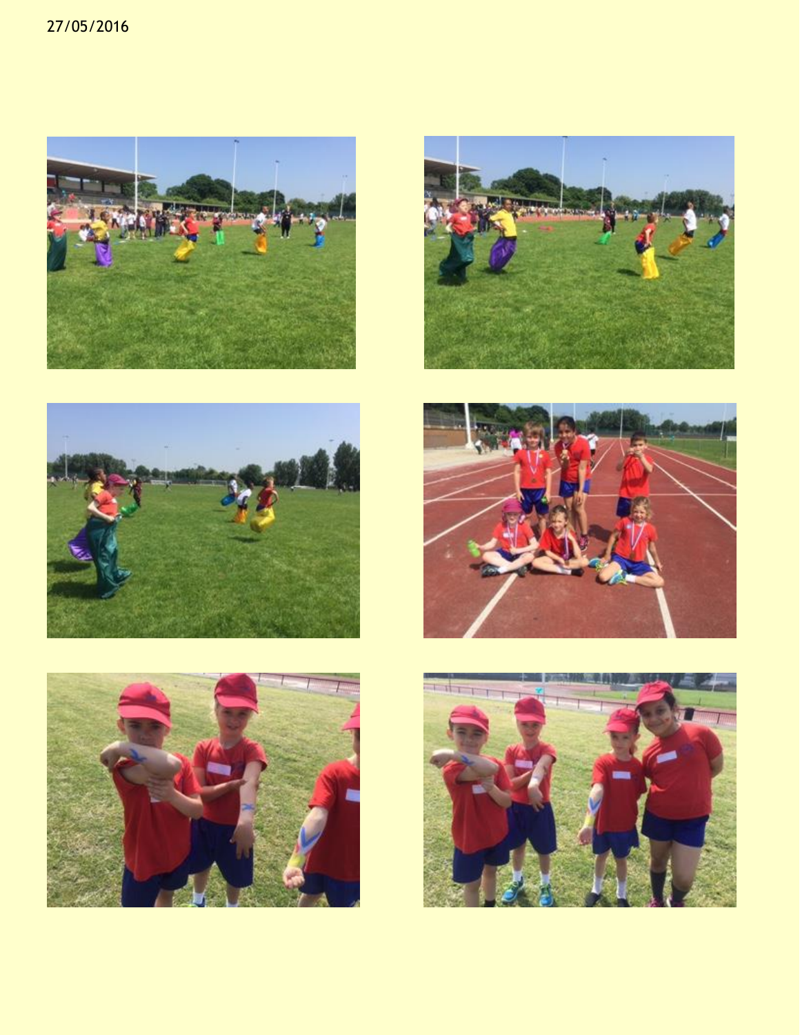27/05/2016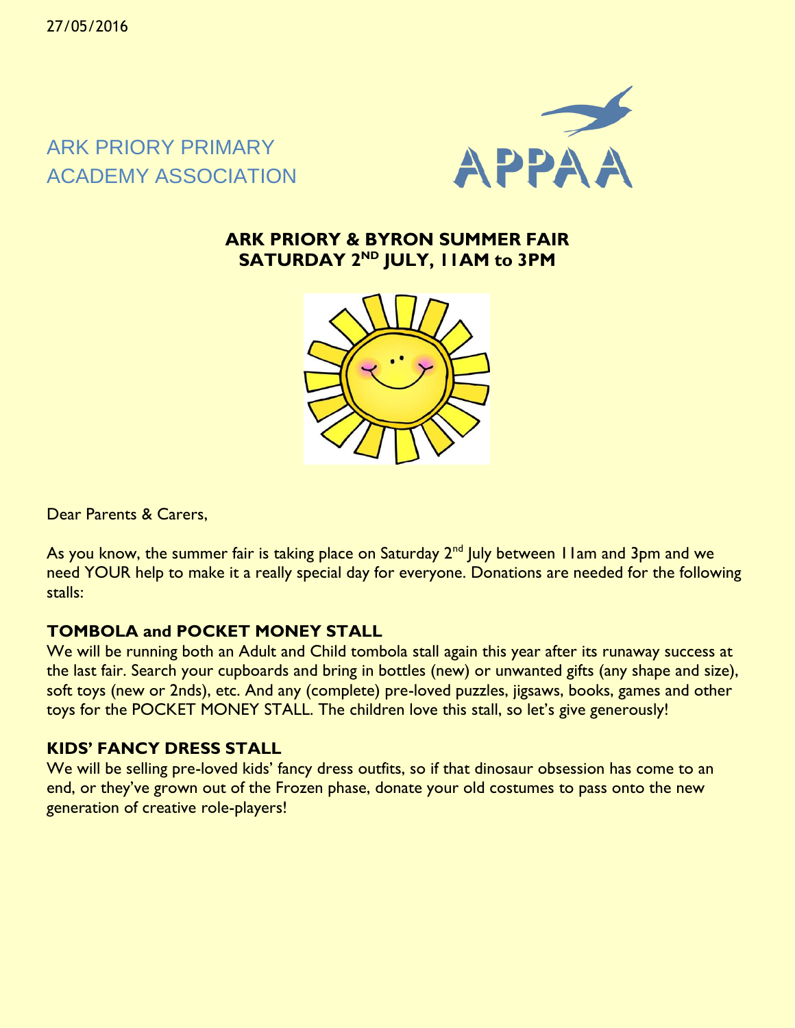27/05/2016

ARK PRIORY PRIMARY
ACADEMY ASSOCIATION

APPAA

## ARK PRIORY & BYRON SUMMER FAIR
## SATURDAY 2ND JULY, 11AM to 3PM

Dear Parents & Carers,

As you know, the summer fair is taking place on Saturday 2nd July between 11am and 3pm and we need YOUR help to make it a really special day for everyone. Donations are needed for the following stalls:

### TOMBOLA and POCKET MONEY STALL

We will be running both an Adult and Child tombola stall again this year after its runaway success at the last fair. Search your cupboards and bring in bottles (new) or unwanted gifts (any shape and size), soft toys (new or 2nds), etc. And any (complete) pre-loved puzzles, jigsaws, books, games and other toys for the POCKET MONEY STALL. The children love this stall, so let's give generously!

### KIDS' FANCY DRESS STALL

We will be selling pre-loved kids' fancy dress outfits, so if that dinosaur obsession has come to an end, or they've grown out of the Frozen phase, donate your old costumes to pass onto the new generation of creative role-players!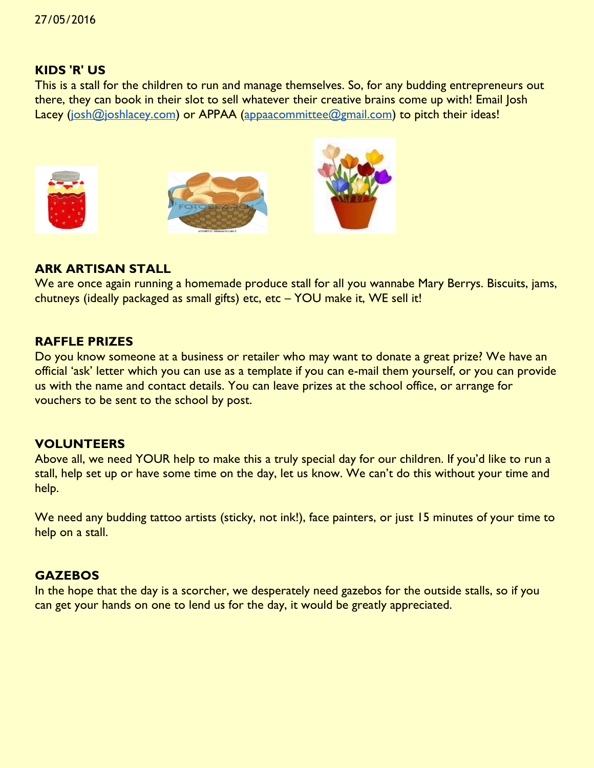27/05/2016

## KIDS 'R' US

This is a stall for the children to run and manage themselves. So, for any budding entrepreneurs out there, they can book in their slot to sell whatever their creative brains come up with! Email Josh Lacey (josh@joshlacey.com) or APPAA (appaacommittee@gmail.com) to pitch their ideas!

## ARK ARTISAN STALL

We are once again running a homemade produce stall for all you wannabe Mary Berrys. Biscuits, jams, chutneys (ideally packaged as small gifts) etc, etc – YOU make it, WE sell it!

## RAFFLE PRIZES

Do you know someone at a business or retailer who may want to donate a great prize? We have an official 'ask' letter which you can use as a template if you can e-mail them yourself, or you can provide us with the name and contact details. You can leave prizes at the school office, or arrange for vouchers to be sent to the school by post.

## VOLUNTEERS

Above all, we need YOUR help to make this a truly special day for our children. If you'd like to run a stall, help set up or have some time on the day, let us know. We can't do this without your time and help.

We need any budding tattoo artists (sticky, not ink!), face painters, or just 15 minutes of your time to help on a stall.

## GAZEBOS

In the hope that the day is a scorcher, we desperately need gazebos for the outside stalls, so if you can get your hands on one to lend us for the day, it would be greatly appreciated.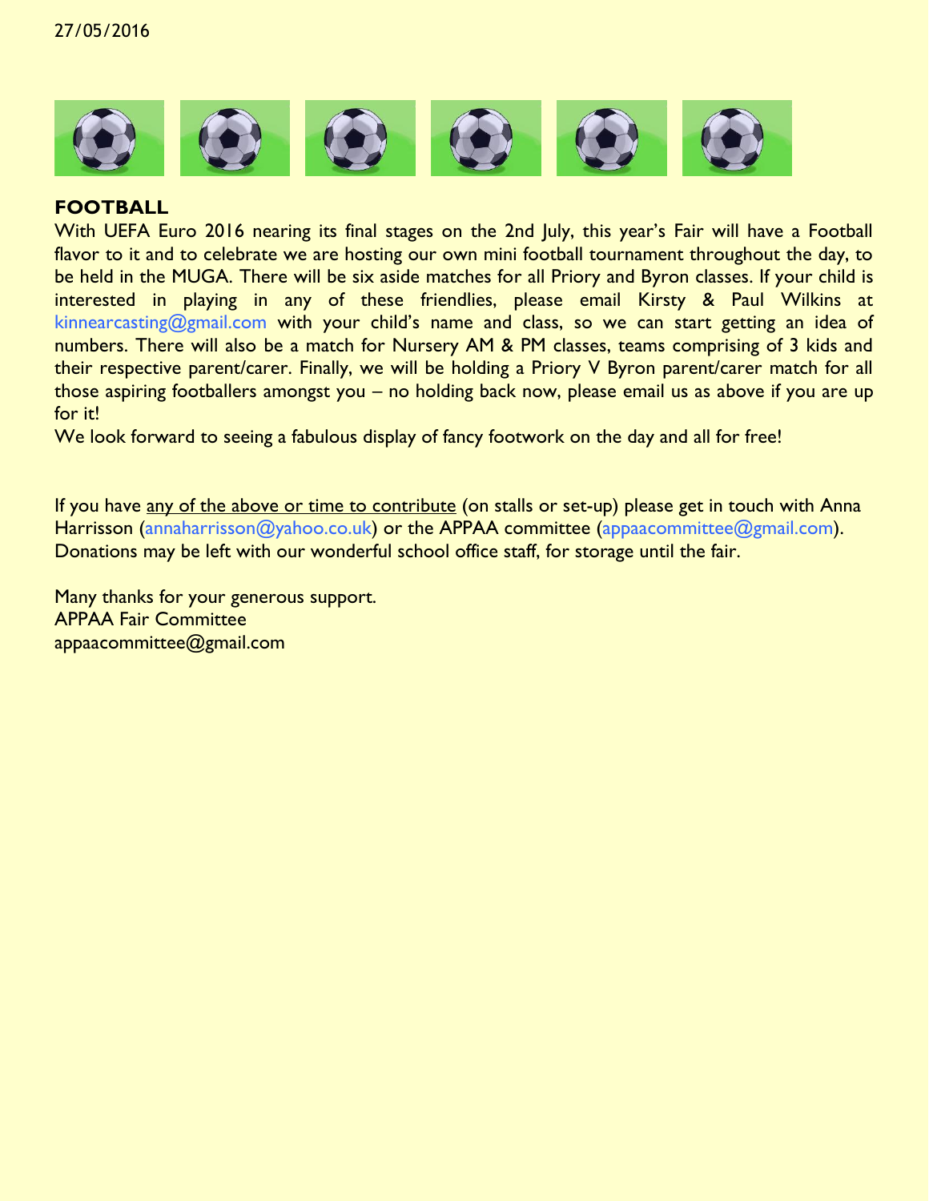27/05/2016

**FOOTBALL**

With UEFA Euro 2016 nearing its final stages on the 2nd July, this year's Fair will have a Football flavor to it and to celebrate we are hosting our own mini football tournament throughout the day, to be held in the MUGA. There will be six aside matches for all Priory and Byron classes. If your child is interested in playing in any of these friendlies, please email Kirsty & Paul Wilkins at kinnearcasting@gmail.com with your child's name and class, so we can start getting an idea of numbers. There will also be a match for Nursery AM & PM classes, teams comprising of 3 kids and their respective parent/carer. Finally, we will be holding a Priory V Byron parent/carer match for all those aspiring footballers amongst you – no holding back now, please email us as above if you are up for it!

We look forward to seeing a fabulous display of fancy footwork on the day and all for free!

If you have <u>any of the above or time to contribute</u> (on stalls or set-up) please get in touch with Anna Harrisson (annaharrisson@yahoo.co.uk) or the APPAA committee (appaacommittee@gmail.com). Donations may be left with our wonderful school office staff, for storage until the fair.

Many thanks for your generous support.
APPAA Fair Committee
appaacommittee@gmail.com